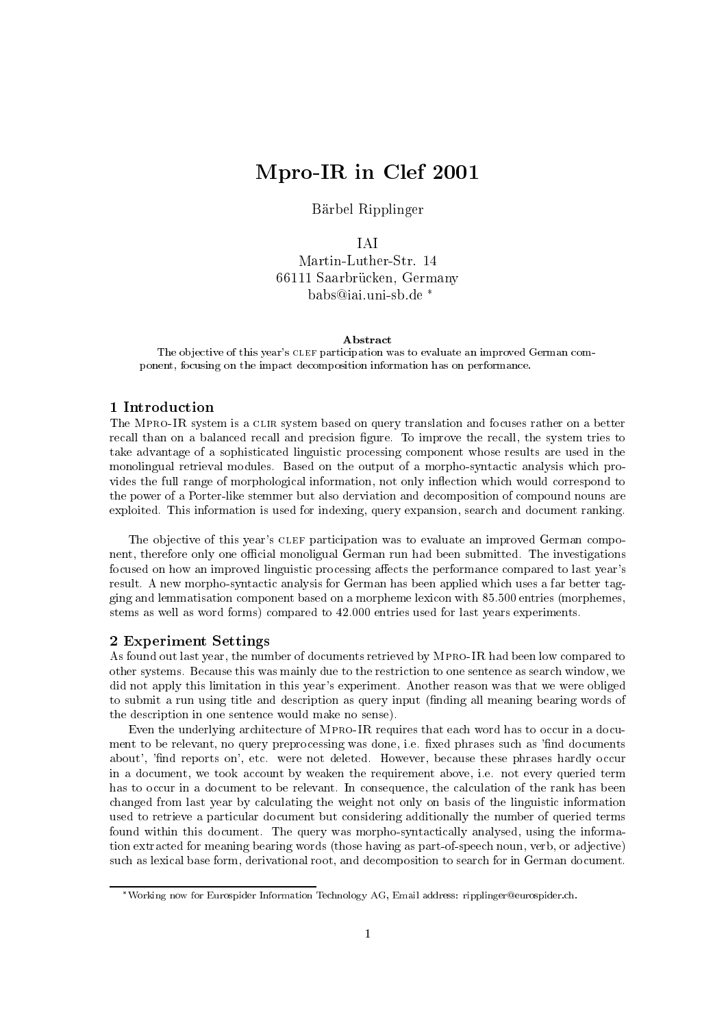# Mpro-IR in Clef 2001

Bärbel Ripplinger

IAI
Martin-Luther-Str. 14
66111 Saarbrücken, Germany
babs@iai.uni-sb.de [*]

**Abstract**

The objective of this year's CLEF participation was to evaluate an improved German component, focusing on the impact decomposition information has on performance.

## 1 Introduction

The Mpro-IR system is a CLIR system based on query translation and focuses rather on a better recall than on a balanced recall and precision figure. To improve the recall, the system tries to take advantage of a sophisticated linguistic processing component whose results are used in the monolingual retrieval modules. Based on the output of a morpho-syntactic analysis which provides the full range of morphological information, not only inflection which would correspond to the power of a Porter-like stemmer but also derviation and decomposition of compound nouns are exploited. This information is used for indexing, query expansion, search and document ranking.

The objective of this year's CLEF participation was to evaluate an improved German component, therefore only one official monoligual German run had been submitted. The investigations focused on how an improved linguistic processing affects the performance compared to last year's result. A new morpho-syntactic analysis for German has been applied which uses a far better tagging and lemmatisation component based on a morpheme lexicon with 85.500 entries (morphemes, stems as well as word forms) compared to 42.000 entries used for last years experiments.

## 2 Experiment Settings

As found out last year, the number of documents retrieved by Mpro-IR had been low compared to other systems. Because this was mainly due to the restriction to one sentence as search window, we did not apply this limitation in this year's experiment. Another reason was that we were obliged to submit a run using title and description as query input (finding all meaning bearing words of the description in one sentence would make no sense).

Even the underlying architecture of Mpro-IR requires that each word has to occur in a document to be relevant, no query preprocessing was done, i.e. fixed phrases such as 'find documents about', 'find reports on', etc. were not deleted. However, because these phrases hardly occur in a document, we took account by weaken the requirement above, i.e. not every queried term has to occur in a document to be relevant. In consequence, the calculation of the rank has been changed from last year by calculating the weight not only on basis of the linguistic information used to retrieve a particular document but considering additionally the number of queried terms found within this document. The query was morpho-syntactically analysed, using the information extracted for meaning bearing words (those having as part-of-speech noun, verb, or adjective) such as lexical base form, derivational root, and decomposition to search for in German document.

[*] Working now for Eurospider Information Technology AG, Email address: ripplinger@eurospider.ch.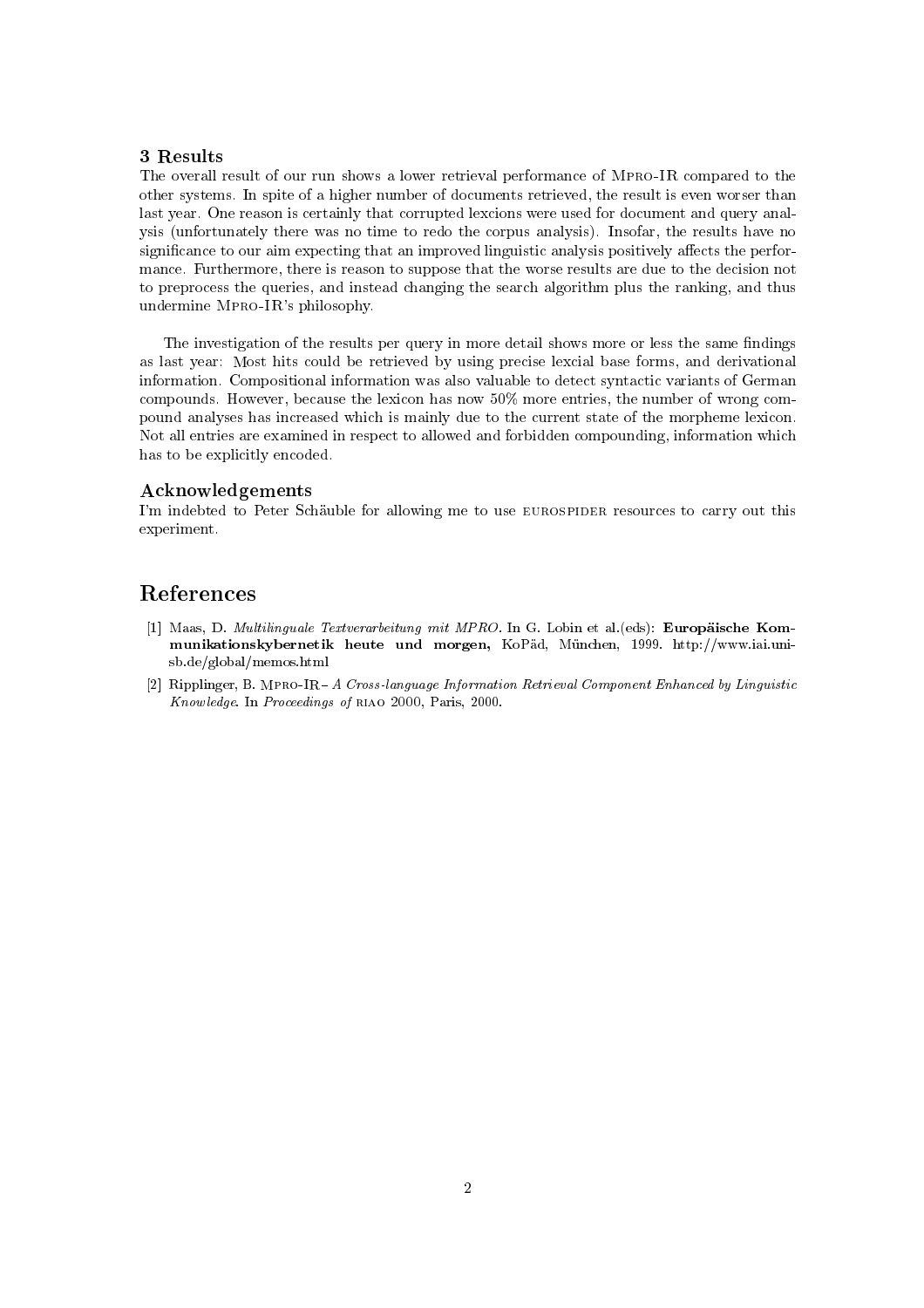## 3 Results

The overall result of our run shows a lower retrieval performance of MPRO-IR compared to the other systems. In spite of a higher number of documents retrieved, the result is even worser than last year. One reason is certainly that corrupted lexcions were used for document and query analysis (unfortunately there was no time to redo the corpus analysis). Insofar, the results have no significance to our aim expecting that an improved linguistic analysis positively affects the performance. Furthermore, there is reason to suppose that the worse results are due to the decision not to preprocess the queries, and instead changing the search algorithm plus the ranking, and thus undermine MPRO-IR's philosophy.

The investigation of the results per query in more detail shows more or less the same findings as last year: Most hits could be retrieved by using precise lexcial base forms, and derivational information. Compositional information was also valuable to detect syntactic variants of German compounds. However, because the lexicon has now 50% more entries, the number of wrong compound analyses has increased which is mainly due to the current state of the morpheme lexicon. Not all entries are examined in respect to allowed and forbidden compounding, information which has to be explicitly encoded.

### Acknowledgements

I'm indebted to Peter Schäuble for allowing me to use EUROSPIDER resources to carry out this experiment.

## References

[1] Maas, D. *Multilinguale Textverarbeitung mit MPRO*. In G. Lobin et al.(eds): **Europäische Kommunikationskybernetik heute und morgen,** KoPäd, München, 1999. http://www.iai.uni-sb.de/global/memos.html

[2] Ripplinger, B. MPRO-IR – *A Cross-language Information Retrieval Component Enhanced by Linguistic Knowledge*. In *Proceedings of* RIAO 2000, Paris, 2000.